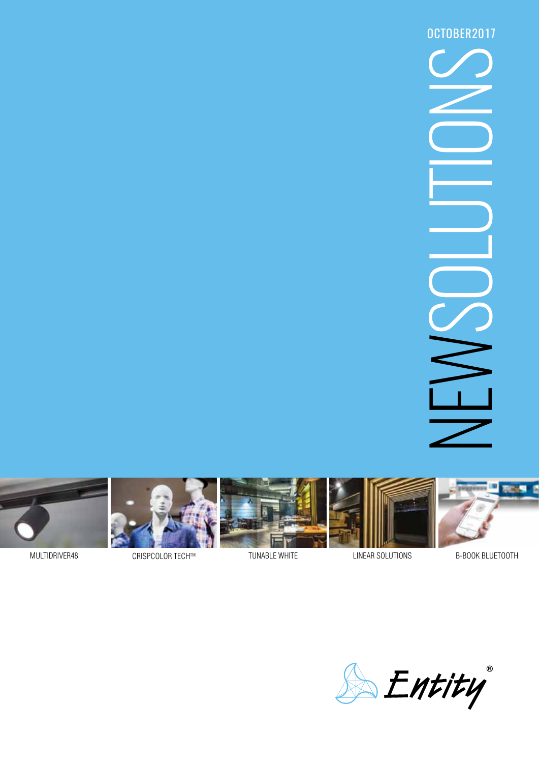OCTOBER2017

# NEWSOLUTIONS

MULTIDRIVER48

CRISPCOLOR TECH™

TUNABLE WHITE

LINEAR SOLUTIONS

B-BOOK BLUETOOTH

Entity®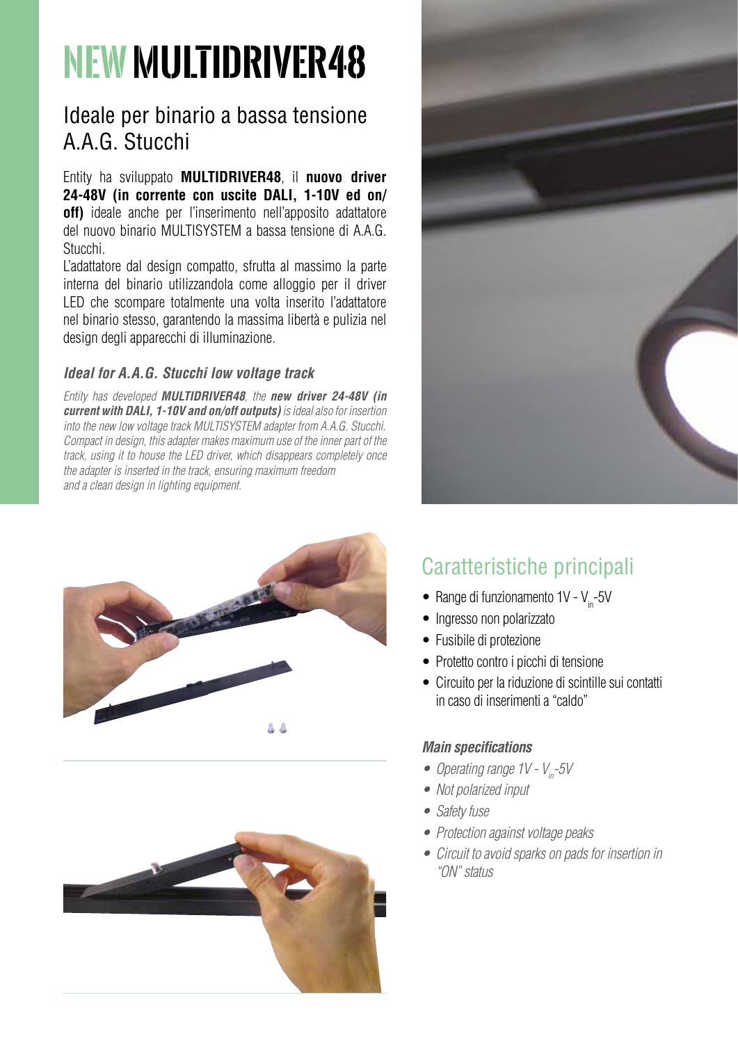# NEW MULTIDRIVER48

## Ideale per binario a bassa tensione A.A.G. Stucchi

Entity ha sviluppato **MULTIDRIVER48**, il **nuovo driver 24-48V (in corrente con uscite DALI, 1-10V ed on/off)** ideale anche per l'inserimento nell'apposito adattatore del nuovo binario MULTISYSTEM a bassa tensione di A.A.G. Stucchi.
L'adattatore dal design compatto, sfrutta al massimo la parte interna del binario utilizzandola come alloggio per il driver LED che scompare totalmente una volta inserito l'adattatore nel binario stesso, garantendo la massima libertà e pulizia nel design degli apparecchi di illuminazione.

### *Ideal for A.A.G. Stucchi low voltage track*

*Entity has developed* ***MULTIDRIVER48****, the* ***new driver 24-48V (in current with DALI, 1-10V and on/off outputs)*** *is ideal also for insertion into the new low voltage track MULTISYSTEM adapter from A.A.G. Stucchi. Compact in design, this adapter makes maximum use of the inner part of the track, using it to house the LED driver, which disappears completely once the adapter is inserted in the track, ensuring maximum freedom and a clean design in lighting equipment.*

## Caratteristiche principali

- Range di funzionamento 1V - $V_{in}$-5V
- Ingresso non polarizzato
- Fusibile di protezione
- Protetto contro i picchi di tensione
- Circuito per la riduzione di scintille sui contatti in caso di inserimenti a "caldo"

### *Main specifications*

- *Operating range 1V - $V_{in}$-5V*
- *Not polarized input*
- *Safety fuse*
- *Protection against voltage peaks*
- *Circuit to avoid sparks on pads for insertion in "ON" status*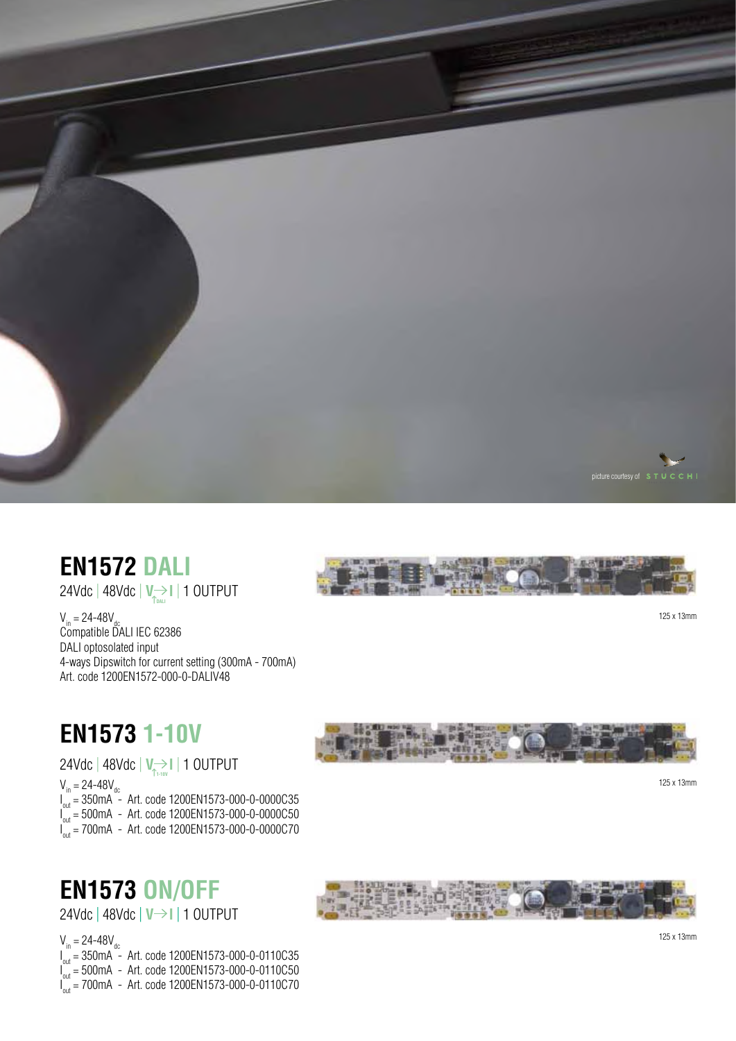picture courtesy of STUCCHI

## EN1572 DALI

24Vdc | 48Vdc | V→I (DALI) | 1 OUTPUT

$V_{in}$ = 24-48$V_{dc}$
Compatible DALI IEC 62386
DALI optosolated input
4-ways Dipswitch for current setting (300mA - 700mA)
Art. code 1200EN1572-000-0-DALIV48

125 x 13mm

## EN1573 1-10V

24Vdc | 48Vdc | V→I (1-10V) | 1 OUTPUT

$V_{in}$ = 24-48$V_{dc}$
$I_{out}$ = 350mA - Art. code 1200EN1573-000-0-0000C35
$I_{out}$ = 500mA - Art. code 1200EN1573-000-0-0000C50
$I_{out}$ = 700mA - Art. code 1200EN1573-000-0-0000C70

125 x 13mm

## EN1573 ON/OFF

24Vdc | 48Vdc | V→I | 1 OUTPUT

$V_{in}$ = 24-48$V_{dc}$
$I_{out}$ = 350mA - Art. code 1200EN1573-000-0-0110C35
$I_{out}$ = 500mA - Art. code 1200EN1573-000-0-0110C50
$I_{out}$ = 700mA - Art. code 1200EN1573-000-0-0110C70

125 x 13mm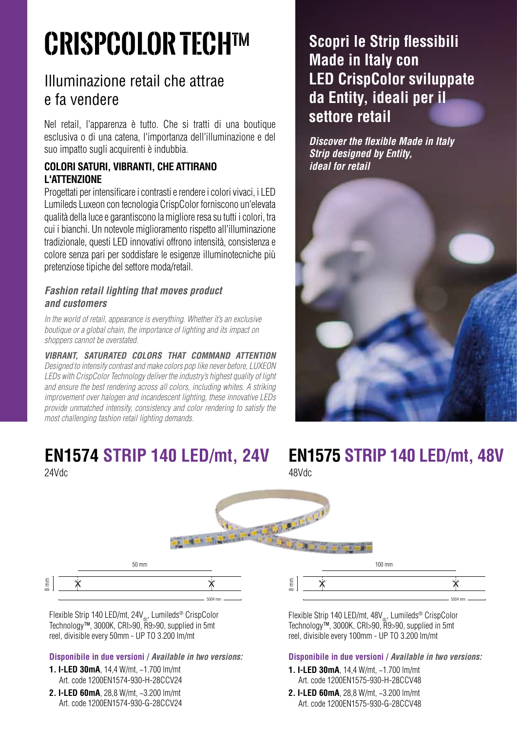# CRISPCOLOR TECH™

## Illuminazione retail che attrae e fa vendere

Nel retail, l'apparenza è tutto. Che si tratti di una boutique esclusiva o di una catena, l'importanza dell'illuminazione e del suo impatto sugli acquirenti è indubbia.

**COLORI SATURI, VIBRANTI, CHE ATTIRANO L'ATTENZIONE**

Progettati per intensificare i contrasti e rendere i colori vivaci, i LED Lumileds Luxeon con tecnologia CrispColor forniscono un'elevata qualità della luce e garantiscono la migliore resa su tutti i colori, tra cui i bianchi. Un notevole miglioramento rispetto all'illuminazione tradizionale, questi LED innovativi offrono intensità, consistenza e colore senza pari per soddisfare le esigenze illuminotecniche più pretenziose tipiche del settore moda/retail.

***Fashion retail lighting that moves product and customers***

*In the world of retail, appearance is everything. Whether it's an exclusive boutique or a global chain, the importance of lighting and its impact on shoppers cannot be overstated.*

***VIBRANT, SATURATED COLORS THAT COMMAND ATTENTION***

*Designed to intensify contrast and make colors pop like never before, LUXEON LEDs with CrispColor Technology deliver the industry's highest quality of light and ensure the best rendering across all colors, including whites. A striking improvement over halogen and incandescent lighting, these innovative LEDs provide unmatched intensity, consistency and color rendering to satisfy the most challenging fashion retail lighting demands.*

**Scopri le Strip flessibili Made in Italy con LED CrispColor sviluppate da Entity, ideali per il settore retail**

***Discover the flexible Made in Italy Strip designed by Entity, ideal for retail***

## EN1574 STRIP 140 LED/mt, 24V

24Vdc

50 mm
8 mm
5004 mm

Flexible Strip 140 LED/mt, $24V_{dc}$, Lumileds® CrispColor Technology™, 3000K, CRI>90, R9>90, supplied in 5mt reel, divisible every 50mm - UP TO 3.200 lm/mt

**Disponibile in due versioni /** ***Available in two versions:***

1. **I-LED 30mA**, 14,4 W/mt, ~1.700 lm/mt
   Art. code 1200EN1574-930-H-28CCV24
2. **I-LED 60mA**, 28,8 W/mt, ~3.200 lm/mt
   Art. code 1200EN1574-930-G-28CCV24

## EN1575 STRIP 140 LED/mt, 48V

48Vdc

100 mm
8 mm
5004 mm

Flexible Strip 140 LED/mt, $48V_{dc}$, Lumileds® CrispColor Technology™, 3000K, CRI>90, R9>90, supplied in 5mt reel, divisible every 100mm - UP TO 3.200 lm/mt

**Disponibile in due versioni /** ***Available in two versions:***

1. **I-LED 30mA**, 14,4 W/mt, ~1.700 lm/mt
   Art. code 1200EN1575-930-H-28CCV48
2. **I-LED 60mA**, 28,8 W/mt, ~3.200 lm/mt
   Art. code 1200EN1575-930-G-28CCV48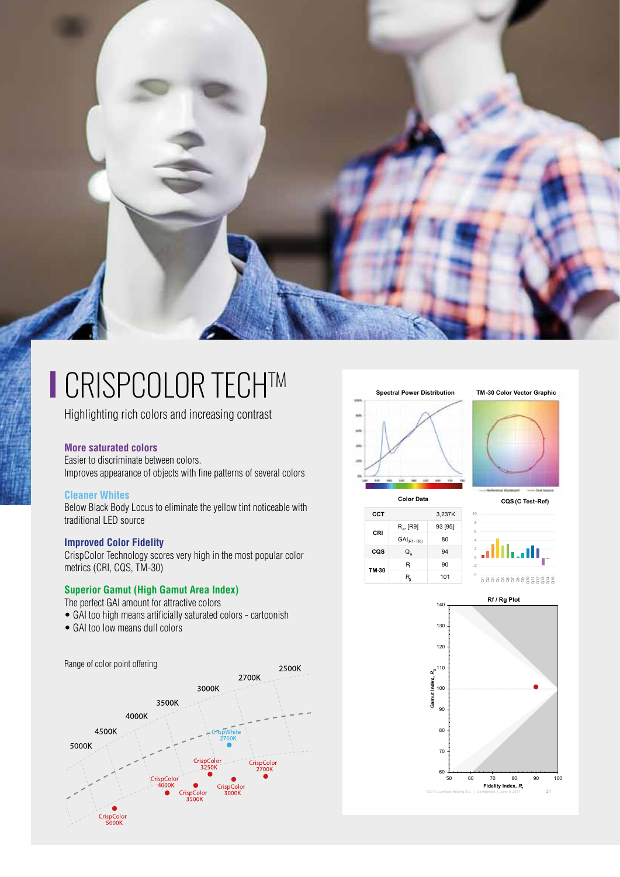# CRISPCOLOR TECH™

Highlighting rich colors and increasing contrast

### More saturated colors

Easier to discriminate between colors.
Improves appearance of objects with fine patterns of several colors

### Cleaner Whites

Below Black Body Locus to eliminate the yellow tint noticeable with traditional LED source

### Improved Color Fidelity

CrispColor Technology scores very high in the most popular color metrics (CRI, CQS, TM-30)

### Superior Gamut (High Gamut Area Index)

The perfect GAI amount for attractive colors

- GAI too high means artificially saturated colors - cartoonish
- GAI too low means dull colors

Range of color point offering

Spectral Power Distribution

TM-30 Color Vector Graphic

Color Data

| | | |
|---|---|---|
| CCT | | 3,237K |
| CRI | $R_a$, [R9] | 93 [95] |
| | $GAI_{(R1-R8)}$ | 80 |
| CQS | $Q_a$ | 94 |
| TM-30 | $R_f$ | 90 |
| | $R_g$ | 101 |

CQS (C Test-Ref)

Rf / Rg Plot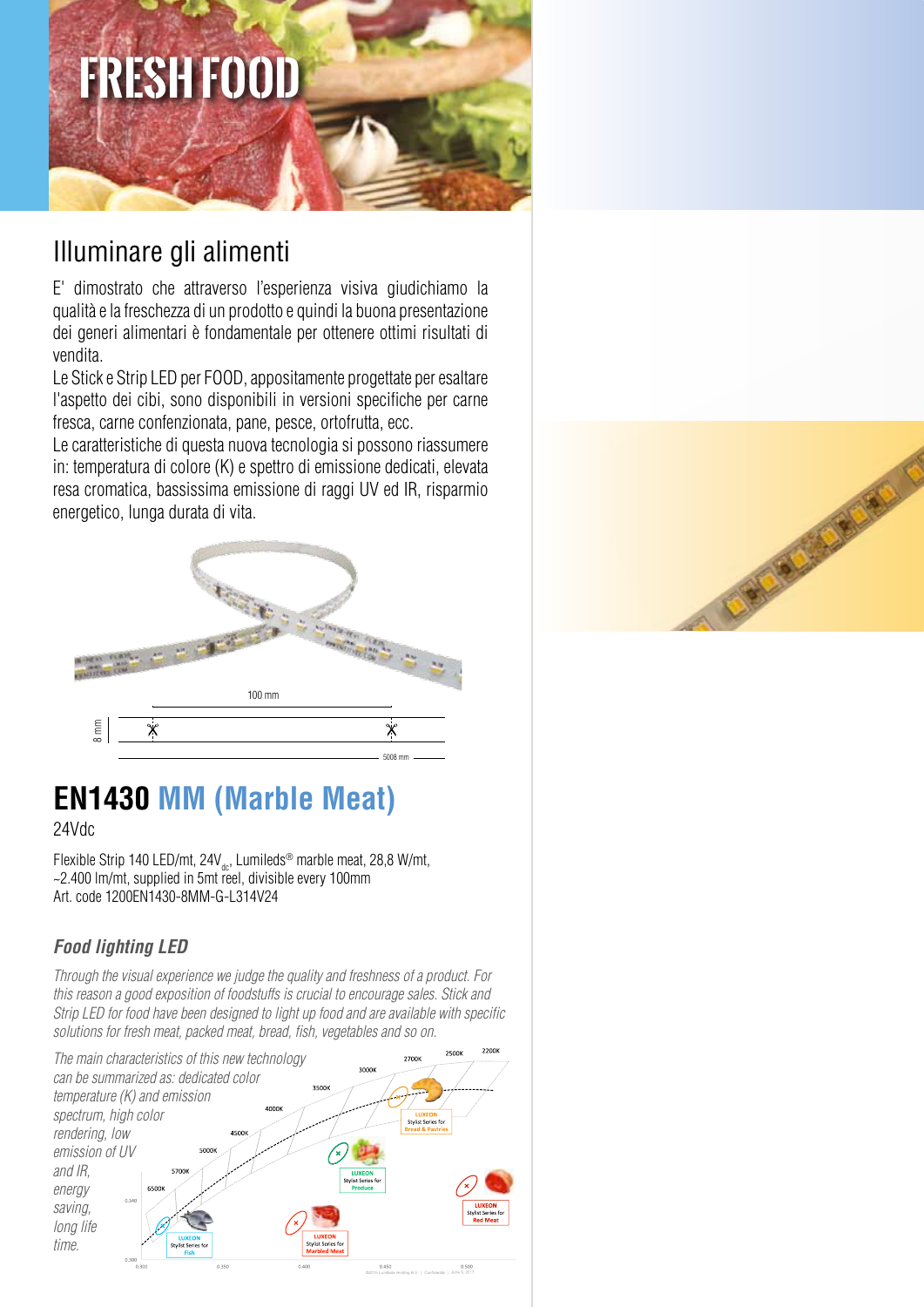# FRESH FOOD

## Illuminare gli alimenti

E' dimostrato che attraverso l'esperienza visiva giudichiamo la qualità e la freschezza di un prodotto e quindi la buona presentazione dei generi alimentari è fondamentale per ottenere ottimi risultati di vendita.

Le Stick e Strip LED per FOOD, appositamente progettate per esaltare l'aspetto dei cibi, sono disponibili in versioni specifiche per carne fresca, carne confenzionata, pane, pesce, ortofrutta, ecc.

Le caratteristiche di questa nuova tecnologia si possono riassumere in: temperatura di colore (K) e spettro di emissione dedicati, elevata resa cromatica, bassissima emissione di raggi UV ed IR, risparmio energetico, lunga durata di vita.

100 mm

8 mm

5008 mm

## EN1430 MM (Marble Meat)

24Vdc

Flexible Strip 140 LED/mt, 24$V_{dc}$, Lumileds® marble meat, 28,8 W/mt, ~2.400 lm/mt, supplied in 5mt reel, divisible every 100mm
Art. code 1200EN1430-8MM-G-L314V24

### *Food lighting LED*

*Through the visual experience we judge the quality and freshness of a product. For this reason a good exposition of foodstuffs is crucial to encourage sales. Stick and Strip LED for food have been designed to light up food and are available with specific solutions for fresh meat, packed meat, bread, fish, vegetables and so on.*

*The main characteristics of this new technology can be summarized as: dedicated color temperature (K) and emission spectrum, high color rendering, low emission of UV and IR, energy saving, long life time.*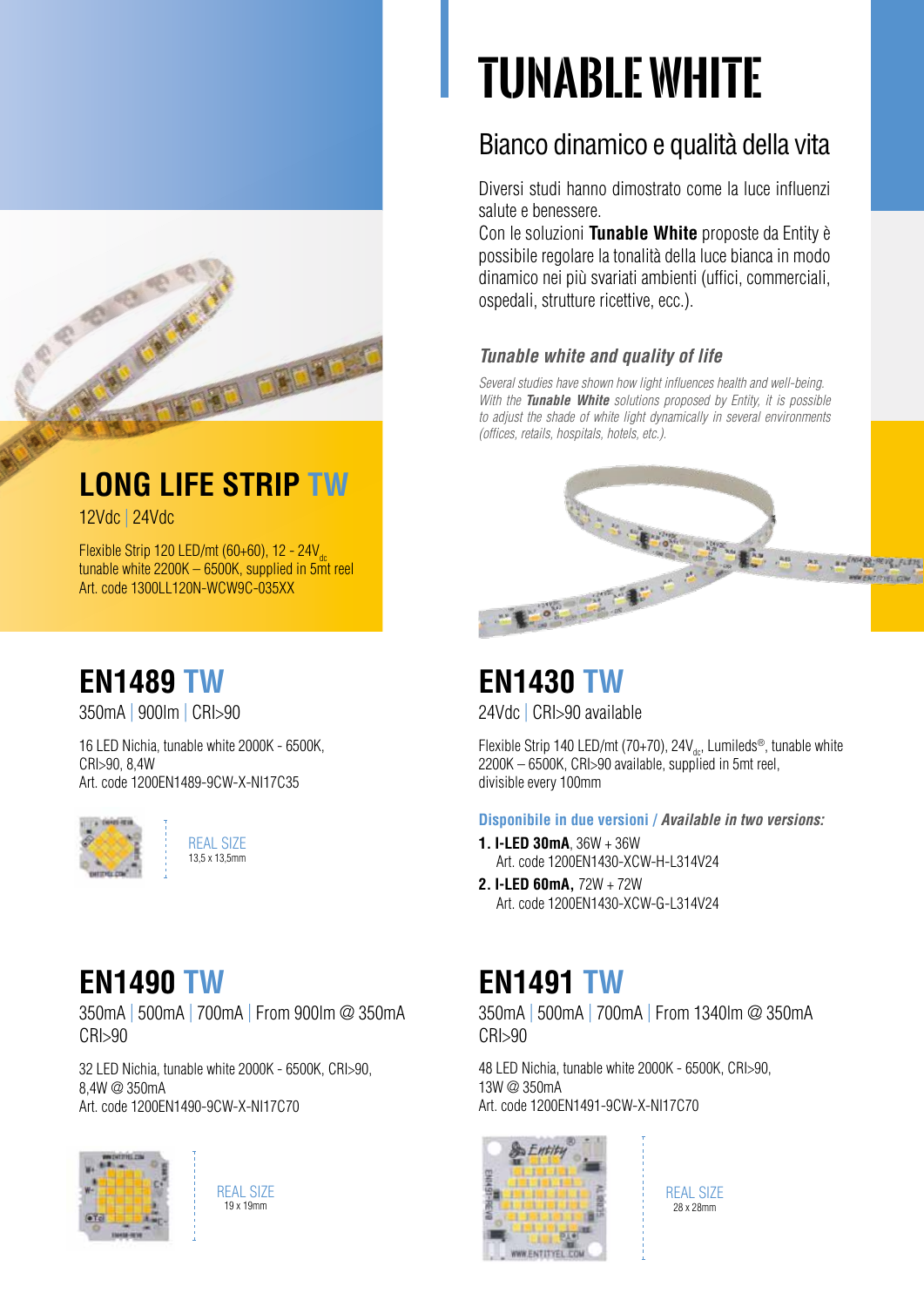# TUNABLE WHITE

## Bianco dinamico e qualità della vita

Diversi studi hanno dimostrato come la luce influenzi salute e benessere.
Con le soluzioni **Tunable White** proposte da Entity è possibile regolare la tonalità della luce bianca in modo dinamico nei più svariati ambienti (uffici, commerciali, ospedali, strutture ricettive, ecc.).

### *Tunable white and quality of life*

*Several studies have shown how light influences health and well-being. With the **Tunable White** solutions proposed by Entity, it is possible to adjust the shade of white light dynamically in several environments (offices, retails, hospitals, hotels, etc.).*

## LONG LIFE STRIP TW

12Vdc | 24Vdc

Flexible Strip 120 LED/mt (60+60), 12 - 24$V_{dc}$ tunable white 2200K – 6500K, supplied in 5mt reel
Art. code 1300LL120N-WCW9C-035XX

## EN1489 TW

350mA | 900lm | CRI>90

16 LED Nichia, tunable white 2000K - 6500K, CRI>90, 8,4W
Art. code 1200EN1489-9CW-X-NI17C35

REAL SIZE
13,5 x 13,5mm

## EN1430 TW

24Vdc | CRI>90 available

Flexible Strip 140 LED/mt (70+70), 24$V_{dc}$, Lumileds®, tunable white 2200K – 6500K, CRI>90 available, supplied in 5mt reel, divisible every 100mm

**Disponibile in due versioni** / ***Available in two versions:***

1. **I-LED 30mA**, 36W + 36W
   Art. code 1200EN1430-XCW-H-L314V24
2. **I-LED 60mA,** 72W + 72W
   Art. code 1200EN1430-XCW-G-L314V24

## EN1490 TW

350mA | 500mA | 700mA | From 900lm @ 350mA
CRI>90

32 LED Nichia, tunable white 2000K - 6500K, CRI>90, 8,4W @ 350mA
Art. code 1200EN1490-9CW-X-NI17C70

REAL SIZE
19 x 19mm

## EN1491 TW

350mA | 500mA | 700mA | From 1340lm @ 350mA
CRI>90

48 LED Nichia, tunable white 2000K - 6500K, CRI>90, 13W @ 350mA
Art. code 1200EN1491-9CW-X-NI17C70

REAL SIZE
28 x 28mm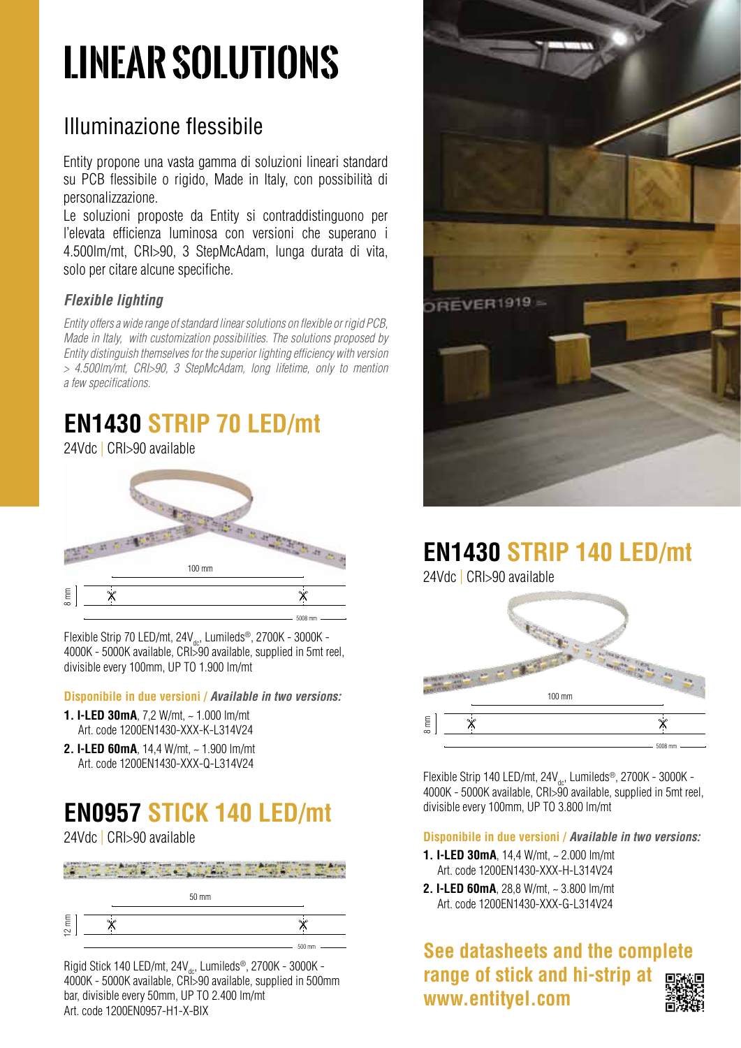# LINEAR SOLUTIONS

## Illuminazione flessibile

Entity propone una vasta gamma di soluzioni lineari standard su PCB flessibile o rigido, Made in Italy, con possibilità di personalizzazione.
Le soluzioni proposte da Entity si contraddistinguono per l'elevata efficienza luminosa con versioni che superano i 4.500lm/mt, CRI>90, 3 StepMcAdam, lunga durata di vita, solo per citare alcune specifiche.

### *Flexible lighting*

*Entity offers a wide range of standard linear solutions on flexible or rigid PCB, Made in Italy, with customization possibilities. The solutions proposed by Entity distinguish themselves for the superior lighting efficiency with version > 4.500lm/mt, CRI>90, 3 StepMcAdam, long lifetime, only to mention a few specifications.*

## EN1430 STRIP 70 LED/mt

24Vdc | CRI>90 available

100 mm

8 mm

5008 mm

Flexible Strip 70 LED/mt, 24V$_{dc}$, Lumileds®, 2700K - 3000K - 4000K - 5000K available, CRI>90 available, supplied in 5mt reel, divisible every 100mm, UP TO 1.900 lm/mt

**Disponibile in due versioni / *Available in two versions:***

1. **I-LED 30mA**, 7,2 W/mt, ~ 1.000 lm/mt
   Art. code 1200EN1430-XXX-K-L314V24
2. **I-LED 60mA**, 14,4 W/mt, ~ 1.900 lm/mt
   Art. code 1200EN1430-XXX-Q-L314V24

## EN0957 STICK 140 LED/mt

24Vdc | CRI>90 available

50 mm

12 mm

500 mm

Rigid Stick 140 LED/mt, 24V$_{dc}$, Lumileds®, 2700K - 3000K - 4000K - 5000K available, CRI>90 available, supplied in 500mm bar, divisible every 50mm, UP TO 2.400 lm/mt
Art. code 1200EN0957-H1-X-BIX

## EN1430 STRIP 140 LED/mt

24Vdc | CRI>90 available

100 mm

8 mm

5008 mm

Flexible Strip 140 LED/mt, 24V$_{dc}$, Lumileds®, 2700K - 3000K - 4000K - 5000K available, CRI>90 available, supplied in 5mt reel, divisible every 100mm, UP TO 3.800 lm/mt

**Disponibile in due versioni / *Available in two versions:***

1. **I-LED 30mA**, 14,4 W/mt, ~ 2.000 lm/mt
   Art. code 1200EN1430-XXX-H-L314V24
2. **I-LED 60mA**, 28,8 W/mt, ~ 3.800 lm/mt
   Art. code 1200EN1430-XXX-G-L314V24

**See datasheets and the complete range of stick and hi-strip at www.entityel.com**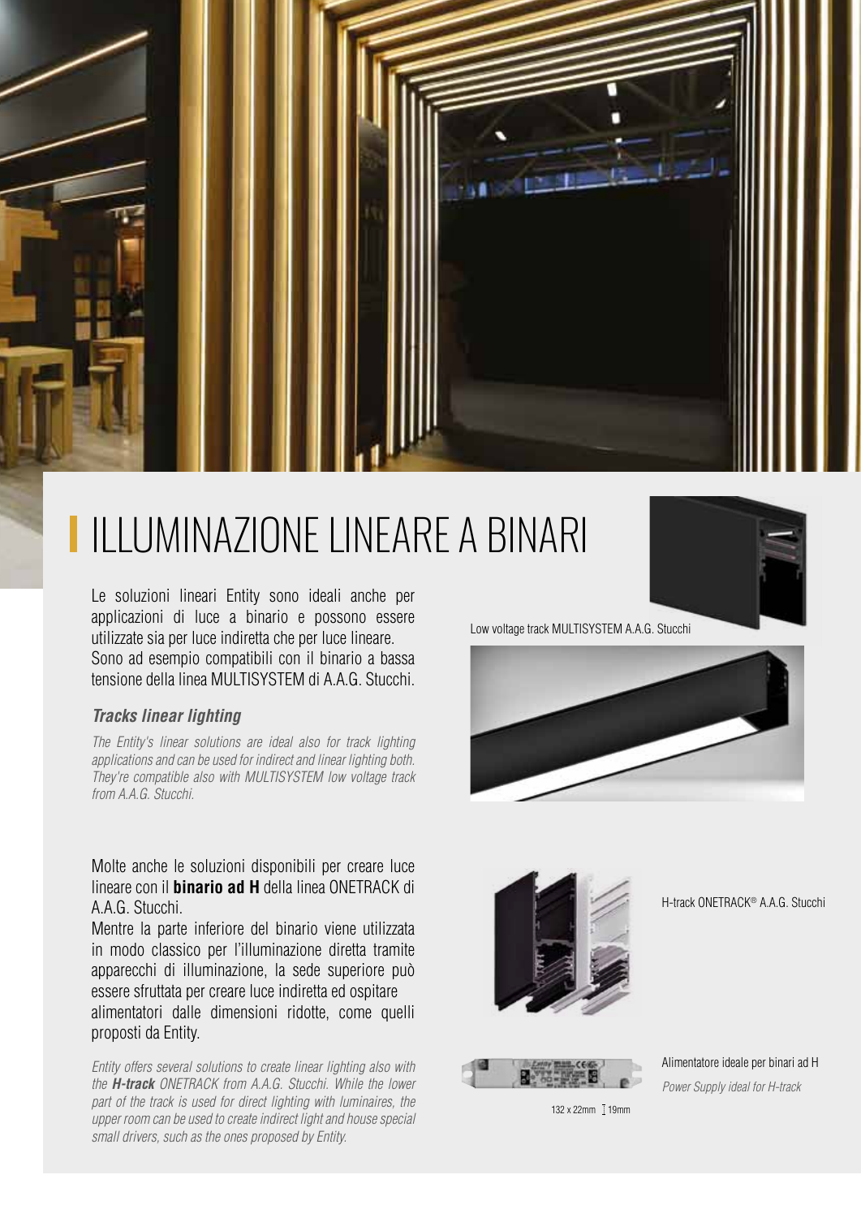# ILLUMINAZIONE LINEARE A BINARI

Le soluzioni lineari Entity sono ideali anche per applicazioni di luce a binario e possono essere utilizzate sia per luce indiretta che per luce lineare. Sono ad esempio compatibili con il binario a bassa tensione della linea MULTISYSTEM di A.A.G. Stucchi.

### *Tracks linear lighting*

*The Entity's linear solutions are ideal also for track lighting applications and can be used for indirect and linear lighting both. They're compatible also with MULTISYSTEM low voltage track from A.A.G. Stucchi.*

Low voltage track MULTISYSTEM A.A.G. Stucchi

Molte anche le soluzioni disponibili per creare luce lineare con il **binario ad H** della linea ONETRACK di A.A.G. Stucchi.
Mentre la parte inferiore del binario viene utilizzata in modo classico per l'illuminazione diretta tramite apparecchi di illuminazione, la sede superiore può essere sfruttata per creare luce indiretta ed ospitare alimentatori dalle dimensioni ridotte, come quelli proposti da Entity.

*Entity offers several solutions to create linear lighting also with the **H-track** ONETRACK from A.A.G. Stucchi. While the lower part of the track is used for direct lighting with luminaires, the upper room can be used to create indirect light and house special small drivers, such as the ones proposed by Entity.*

H-track ONETRACK® A.A.G. Stucchi

Alimentatore ideale per binari ad H

*Power Supply ideal for H-track*

132 x 22mm 19mm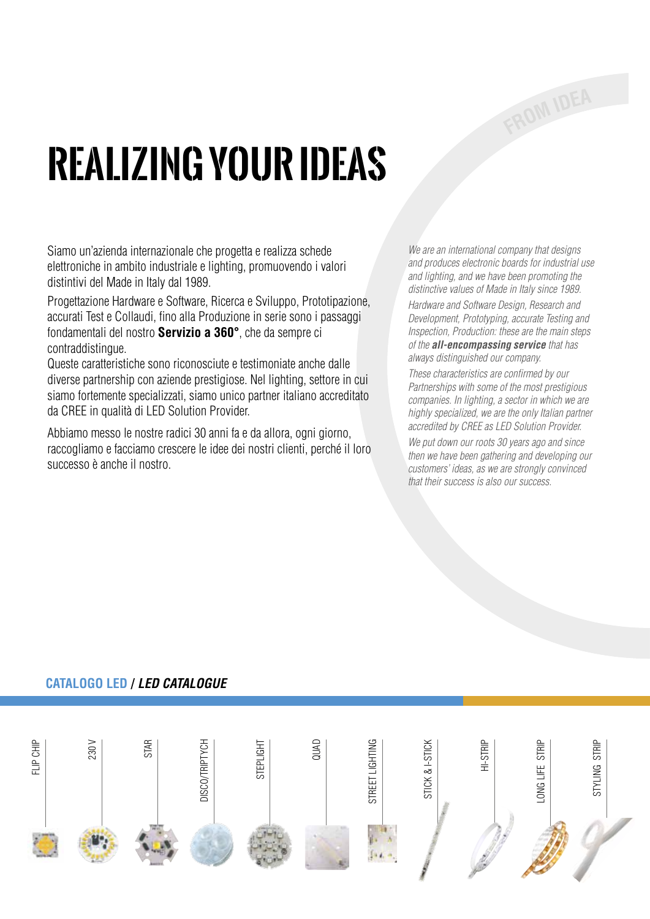FROM IDEA

# REALIZING YOUR IDEAS

Siamo un'azienda internazionale che progetta e realizza schede elettroniche in ambito industriale e lighting, promuovendo i valori distintivi del Made in Italy dal 1989.

Progettazione Hardware e Software, Ricerca e Sviluppo, Prototipazione, accurati Test e Collaudi, fino alla Produzione in serie sono i passaggi fondamentali del nostro **Servizio a 360°**, che da sempre ci contraddistingue.

Queste caratteristiche sono riconosciute e testimoniate anche dalle diverse partnership con aziende prestigiose. Nel lighting, settore in cui siamo fortemente specializzati, siamo unico partner italiano accreditato da CREE in qualità di LED Solution Provider.

Abbiamo messo le nostre radici 30 anni fa e da allora, ogni giorno, raccogliamo e facciamo crescere le idee dei nostri clienti, perché il loro successo è anche il nostro.

*We are an international company that designs and produces electronic boards for industrial use and lighting, and we have been promoting the distinctive values of Made in Italy since 1989.*

*Hardware and Software Design, Research and Development, Prototyping, accurate Testing and Inspection, Production: these are the main steps of the* ***all-encompassing service*** *that has always distinguished our company.*

*These characteristics are confirmed by our Partnerships with some of the most prestigious companies. In lighting, a sector in which we are highly specialized, we are the only Italian partner accredited by CREE as LED Solution Provider.*

*We put down our roots 30 years ago and since then we have been gathering and developing our customers' ideas, as we are strongly convinced that their success is also our success.*

## CATALOGO LED / *LED CATALOGUE*

FLIP CHIP · 230 V · STAR · DISCO/TRIPTYCH · STEPLIGHT · QUAD · STREET LIGHTING · STICK & I-STICK · HI-STRIP · LONG LIFE STRIP · STYLING STRIP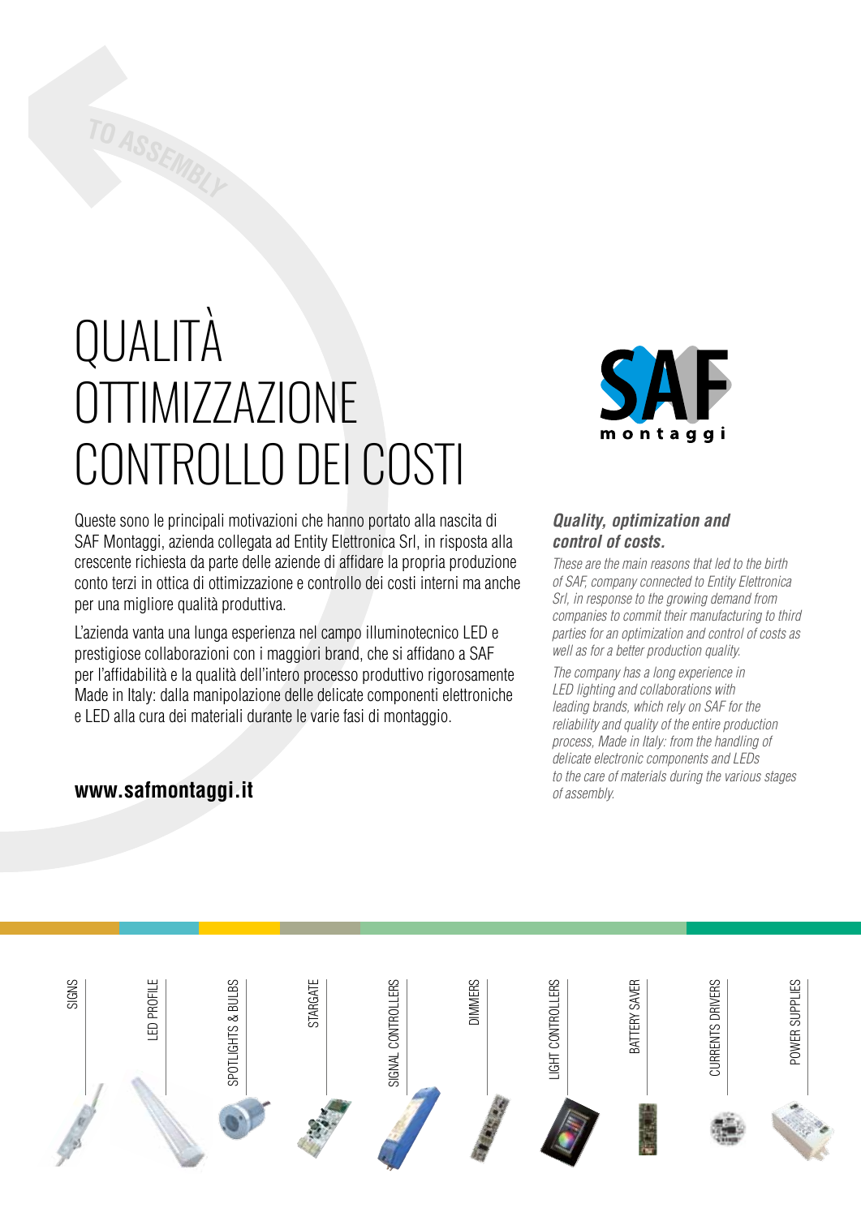TO ASSEMBLY

# QUALITÀ
# OTTIMIZZAZIONE
# CONTROLLO DEI COSTI

SAF montaggi

Queste sono le principali motivazioni che hanno portato alla nascita di SAF Montaggi, azienda collegata ad Entity Elettronica Srl, in risposta alla crescente richiesta da parte delle aziende di affidare la propria produzione conto terzi in ottica di ottimizzazione e controllo dei costi interni ma anche per una migliore qualità produttiva.

L'azienda vanta una lunga esperienza nel campo illuminotecnico LED e prestigiose collaborazioni con i maggiori brand, che si affidano a SAF per l'affidabilità e la qualità dell'intero processo produttivo rigorosamente Made in Italy: dalla manipolazione delle delicate componenti elettroniche e LED alla cura dei materiali durante le varie fasi di montaggio.

**www.safmontaggi.it**

***Quality, optimization and control of costs.***

*These are the main reasons that led to the birth of SAF, company connected to Entity Elettronica Srl, in response to the growing demand from companies to commit their manufacturing to third parties for an optimization and control of costs as well as for a better production quality.*

*The company has a long experience in LED lighting and collaborations with leading brands, which rely on SAF for the reliability and quality of the entire production process, Made in Italy: from the handling of delicate electronic components and LEDs to the care of materials during the various stages of assembly.*

SIGNS | LED PROFILE | SPOTLIGHTS & BULBS | STARGATE | SIGNAL CONTROLLERS | DIMMERS | LIGHT CONTROLLERS | BATTERY SAVER | CURRENTS DRIVERS | POWER SUPPLIES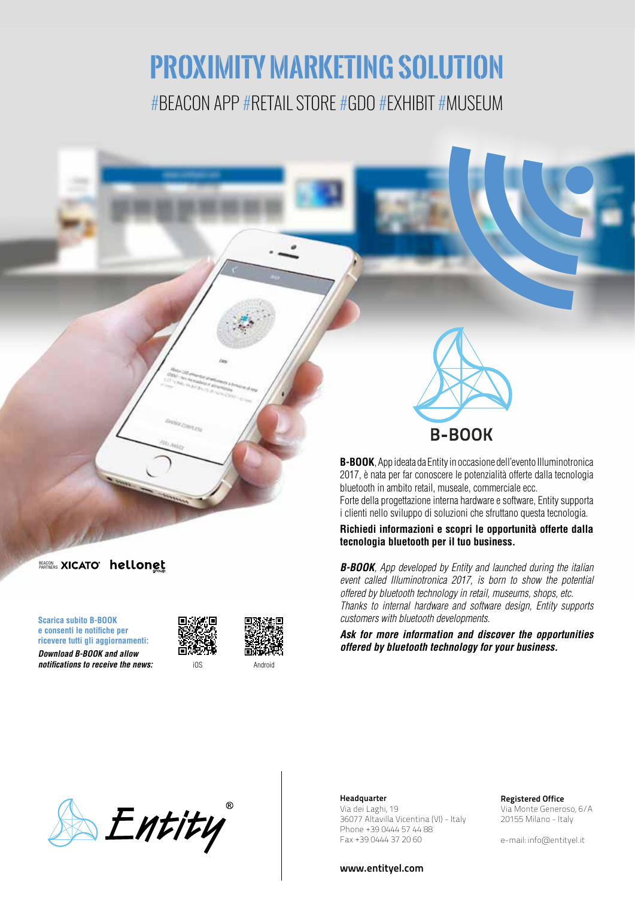# PROXIMITY MARKETING SOLUTION

#BEACON APP #RETAIL STORE #GDO #EXHIBIT #MUSEUM

B-BOOK

**B-BOOK**, App ideata da Entity in occasione dell'evento Illuminotronica 2017, è nata per far conoscere le potenzialità offerte dalla tecnologia bluetooth in ambito retail, museale, commerciale ecc.
Forte della progettazione interna hardware e software, Entity supporta i clienti nello sviluppo di soluzioni che sfruttano questa tecnologia.

**Richiedi informazioni e scopri le opportunità offerte dalla tecnologia bluetooth per il tuo business.**

***B-BOOK****, App developed by Entity and launched during the italian event called Illuminotronica 2017, is born to show the potential offered by bluetooth technology in retail, museums, shops, etc. Thanks to internal hardware and software design, Entity supports customers with bluetooth developments.*

***Ask for more information and discover the opportunities offered by bluetooth technology for your business.***

BEACON PARTNERS XICATO hellonet group

**Scarica subito B-BOOK e consenti le notifiche per ricevere tutti gli aggiornamenti:**

***Download B-BOOK and allow notifications to receive the news:***

iOS

Android

Entity®

**Headquarter**
Via dei Laghi, 19
36077 Altavilla Vicentina (VI) - Italy
Phone +39 0444 57 44 88
Fax +39 0444 37 20 60

**Registered Office**
Via Monte Generoso, 6/A
20155 Milano - Italy

e-mail: info@entityel.it

**www.entityel.com**